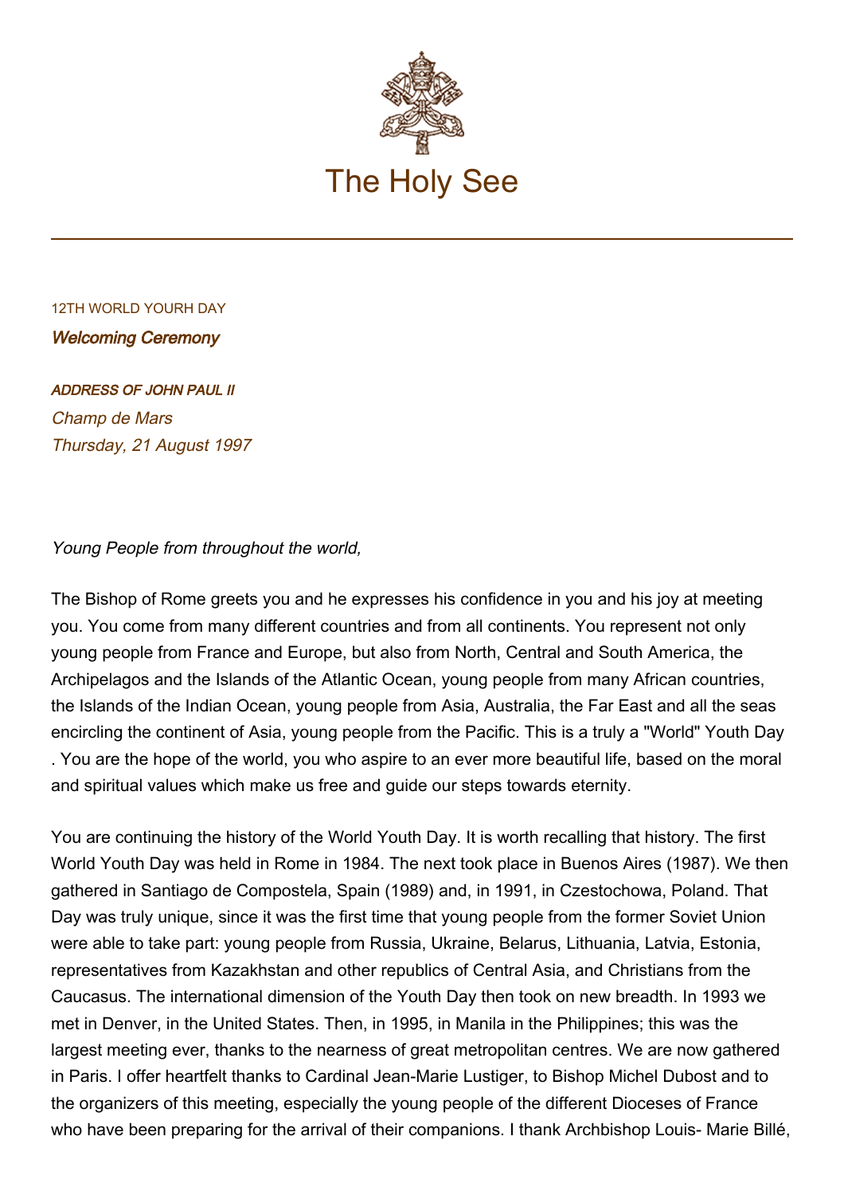# The Holy See

12TH WORLD YOURH DAY

***Welcoming Ceremony***

***ADDRESS OF JOHN PAUL II***

*Champ de Mars*
*Thursday, 21 August 1997*

*Young People from throughout the world,*

The Bishop of Rome greets you and he expresses his confidence in you and his joy at meeting you. You come from many different countries and from all continents. You represent not only young people from France and Europe, but also from North, Central and South America, the Archipelagos and the Islands of the Atlantic Ocean, young people from many African countries, the Islands of the Indian Ocean, young people from Asia, Australia, the Far East and all the seas encircling the continent of Asia, young people from the Pacific. This is a truly a "World" Youth Day . You are the hope of the world, you who aspire to an ever more beautiful life, based on the moral and spiritual values which make us free and guide our steps towards eternity.

You are continuing the history of the World Youth Day. It is worth recalling that history. The first World Youth Day was held in Rome in 1984. The next took place in Buenos Aires (1987). We then gathered in Santiago de Compostela, Spain (1989) and, in 1991, in Czestochowa, Poland. That Day was truly unique, since it was the first time that young people from the former Soviet Union were able to take part: young people from Russia, Ukraine, Belarus, Lithuania, Latvia, Estonia, representatives from Kazakhstan and other republics of Central Asia, and Christians from the Caucasus. The international dimension of the Youth Day then took on new breadth. In 1993 we met in Denver, in the United States. Then, in 1995, in Manila in the Philippines; this was the largest meeting ever, thanks to the nearness of great metropolitan centres. We are now gathered in Paris. I offer heartfelt thanks to Cardinal Jean-Marie Lustiger, to Bishop Michel Dubost and to the organizers of this meeting, especially the young people of the different Dioceses of France who have been preparing for the arrival of their companions. I thank Archbishop Louis- Marie Billé,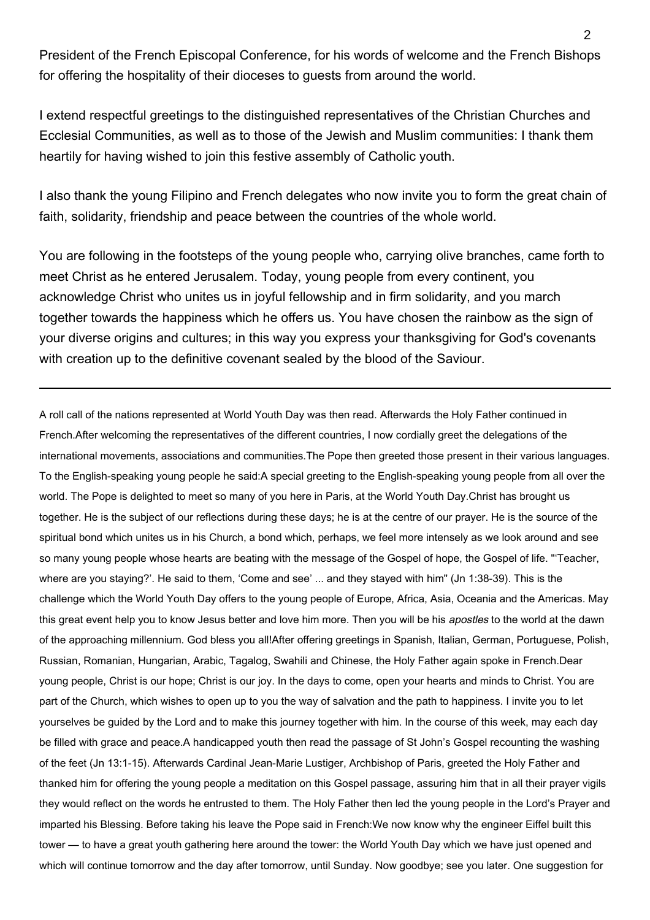President of the French Episcopal Conference, for his words of welcome and the French Bishops for offering the hospitality of their dioceses to guests from around the world.

I extend respectful greetings to the distinguished representatives of the Christian Churches and Ecclesial Communities, as well as to those of the Jewish and Muslim communities: I thank them heartily for having wished to join this festive assembly of Catholic youth.

I also thank the young Filipino and French delegates who now invite you to form the great chain of faith, solidarity, friendship and peace between the countries of the whole world.

You are following in the footsteps of the young people who, carrying olive branches, came forth to meet Christ as he entered Jerusalem. Today, young people from every continent, you acknowledge Christ who unites us in joyful fellowship and in firm solidarity, and you march together towards the happiness which he offers us. You have chosen the rainbow as the sign of your diverse origins and cultures; in this way you express your thanksgiving for God's covenants with creation up to the definitive covenant sealed by the blood of the Saviour.

---

A roll call of the nations represented at World Youth Day was then read. Afterwards the Holy Father continued in French.After welcoming the representatives of the different countries, I now cordially greet the delegations of the international movements, associations and communities.The Pope then greeted those present in their various languages. To the English-speaking young people he said:A special greeting to the English-speaking young people from all over the world. The Pope is delighted to meet so many of you here in Paris, at the World Youth Day.Christ has brought us together. He is the subject of our reflections during these days; he is at the centre of our prayer. He is the source of the spiritual bond which unites us in his Church, a bond which, perhaps, we feel more intensely as we look around and see so many young people whose hearts are beating with the message of the Gospel of hope, the Gospel of life. "'Teacher, where are you staying?'. He said to them, 'Come and see' ... and they stayed with him" (Jn 1:38-39). This is the challenge which the World Youth Day offers to the young people of Europe, Africa, Asia, Oceania and the Americas. May this great event help you to know Jesus better and love him more. Then you will be his *apostles* to the world at the dawn of the approaching millennium. God bless you all!After offering greetings in Spanish, Italian, German, Portuguese, Polish, Russian, Romanian, Hungarian, Arabic, Tagalog, Swahili and Chinese, the Holy Father again spoke in French.Dear young people, Christ is our hope; Christ is our joy. In the days to come, open your hearts and minds to Christ. You are part of the Church, which wishes to open up to you the way of salvation and the path to happiness. I invite you to let yourselves be guided by the Lord and to make this journey together with him. In the course of this week, may each day be filled with grace and peace.A handicapped youth then read the passage of St John's Gospel recounting the washing of the feet (Jn 13:1-15). Afterwards Cardinal Jean-Marie Lustiger, Archbishop of Paris, greeted the Holy Father and thanked him for offering the young people a meditation on this Gospel passage, assuring him that in all their prayer vigils they would reflect on the words he entrusted to them. The Holy Father then led the young people in the Lord's Prayer and imparted his Blessing. Before taking his leave the Pope said in French:We now know why the engineer Eiffel built this tower — to have a great youth gathering here around the tower: the World Youth Day which we have just opened and which will continue tomorrow and the day after tomorrow, until Sunday. Now goodbye; see you later. One suggestion for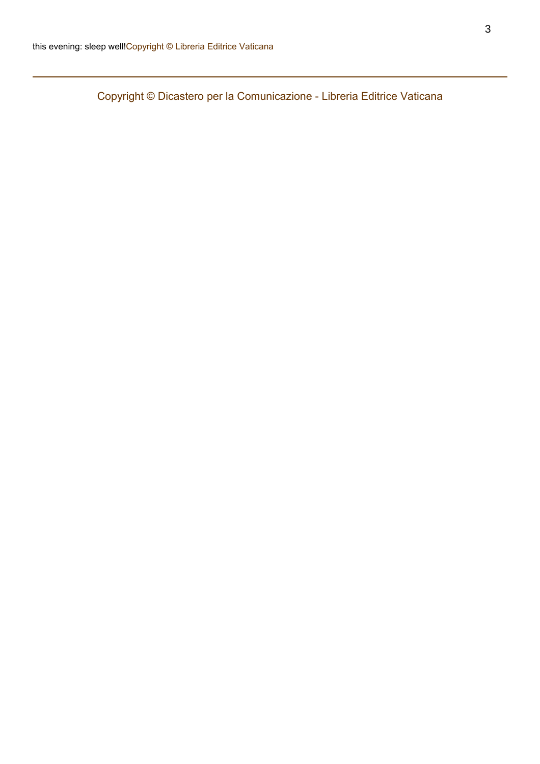this evening: sleep well!Copyright © Libreria Editrice Vaticana

---

Copyright © Dicastero per la Comunicazione - Libreria Editrice Vaticana